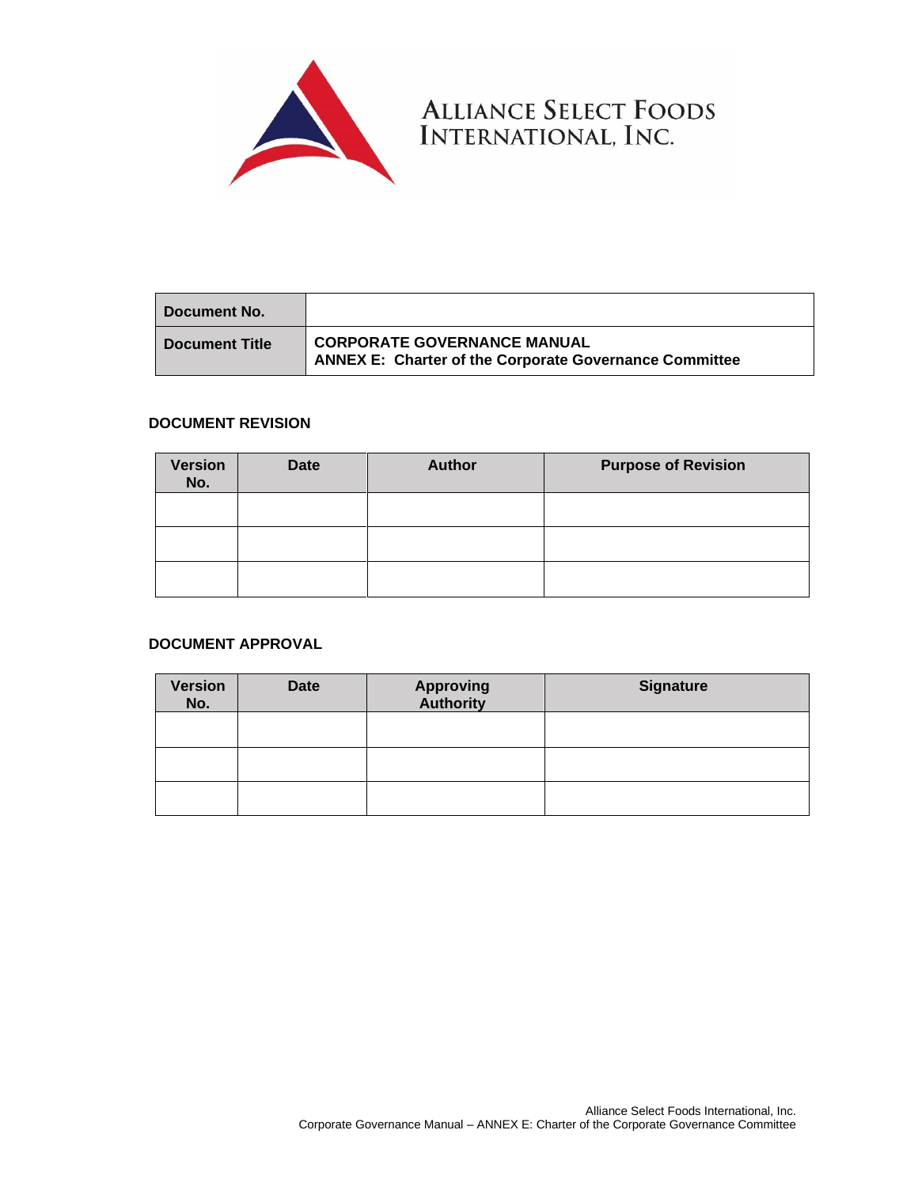ALLIANCE SELECT FOODS INTERNATIONAL, INC.

| Document No. | |
|---|---|
| Document Title | **CORPORATE GOVERNANCE MANUAL**<br>**ANNEX E: Charter of the Corporate Governance Committee** |

**DOCUMENT REVISION**

| Version No. | Date | Author | Purpose of Revision |
|---|---|---|---|
| | | | |
| | | | |
| | | | |

**DOCUMENT APPROVAL**

| Version No. | Date | Approving Authority | Signature |
|---|---|---|---|
| | | | |
| | | | |
| | | | |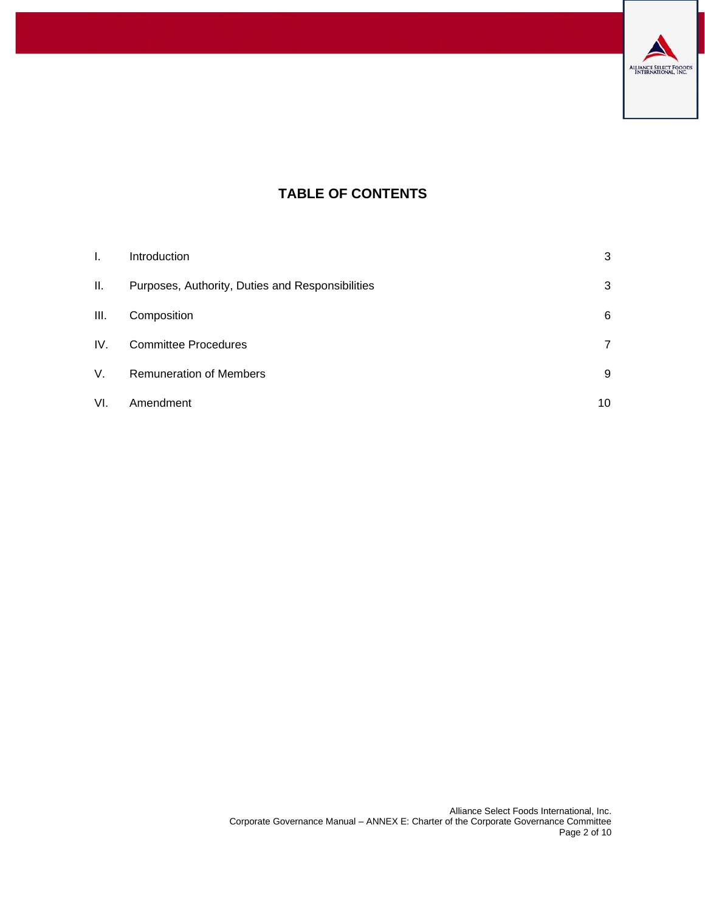# TABLE OF CONTENTS

| | | |
|---|---|---|
| I. | Introduction | 3 |
| II. | Purposes, Authority, Duties and Responsibilities | 3 |
| III. | Composition | 6 |
| IV. | Committee Procedures | 7 |
| V. | Remuneration of Members | 9 |
| VI. | Amendment | 10 |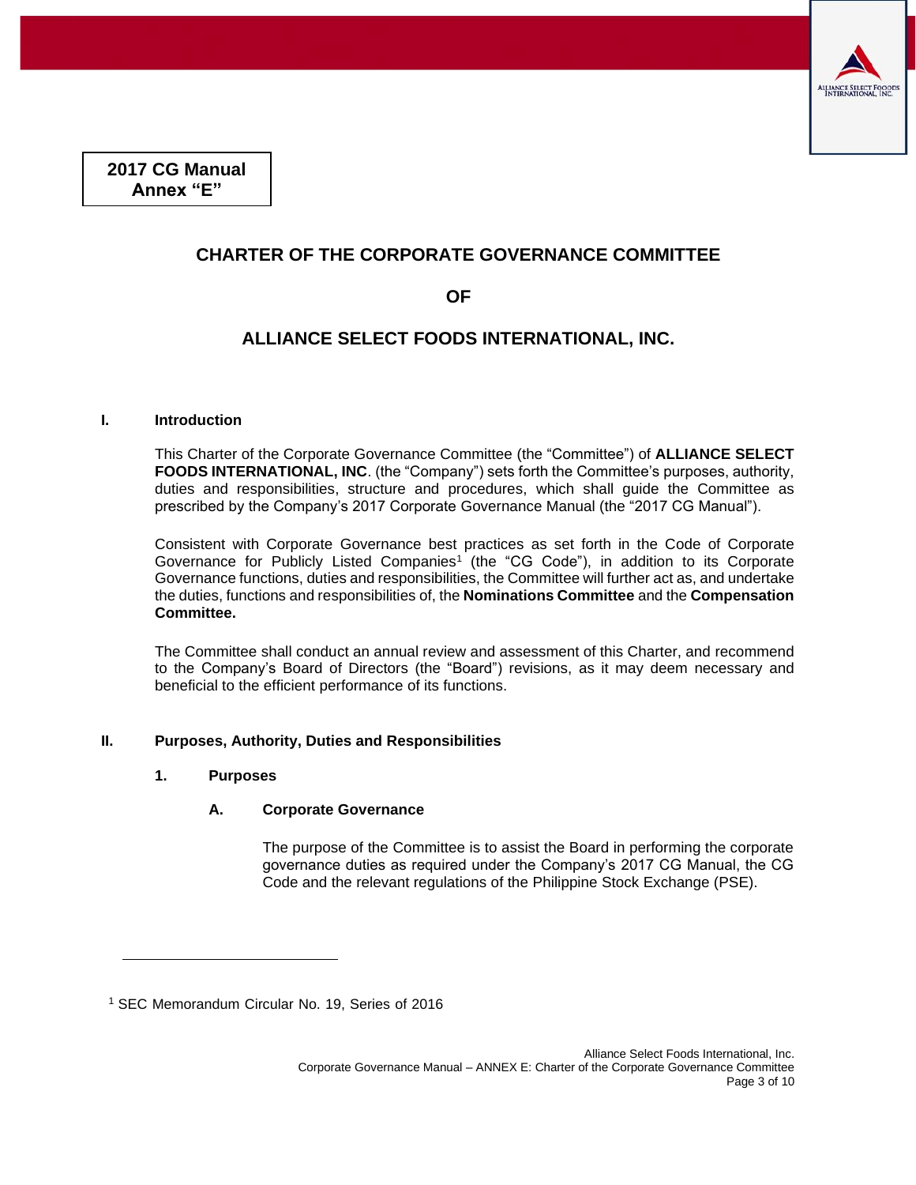**2017 CG Manual Annex "E"**

# CHARTER OF THE CORPORATE GOVERNANCE COMMITTEE

# OF

# ALLIANCE SELECT FOODS INTERNATIONAL, INC.

## I. Introduction

This Charter of the Corporate Governance Committee (the "Committee") of **ALLIANCE SELECT FOODS INTERNATIONAL, INC**. (the "Company") sets forth the Committee's purposes, authority, duties and responsibilities, structure and procedures, which shall guide the Committee as prescribed by the Company's 2017 Corporate Governance Manual (the "2017 CG Manual").

Consistent with Corporate Governance best practices as set forth in the Code of Corporate Governance for Publicly Listed Companies[1] (the "CG Code"), in addition to its Corporate Governance functions, duties and responsibilities, the Committee will further act as, and undertake the duties, functions and responsibilities of, the **Nominations Committee** and the **Compensation Committee.**

The Committee shall conduct an annual review and assessment of this Charter, and recommend to the Company's Board of Directors (the "Board") revisions, as it may deem necessary and beneficial to the efficient performance of its functions.

## II. Purposes, Authority, Duties and Responsibilities

### 1. Purposes

#### A. Corporate Governance

The purpose of the Committee is to assist the Board in performing the corporate governance duties as required under the Company's 2017 CG Manual, the CG Code and the relevant regulations of the Philippine Stock Exchange (PSE).

---

[1] SEC Memorandum Circular No. 19, Series of 2016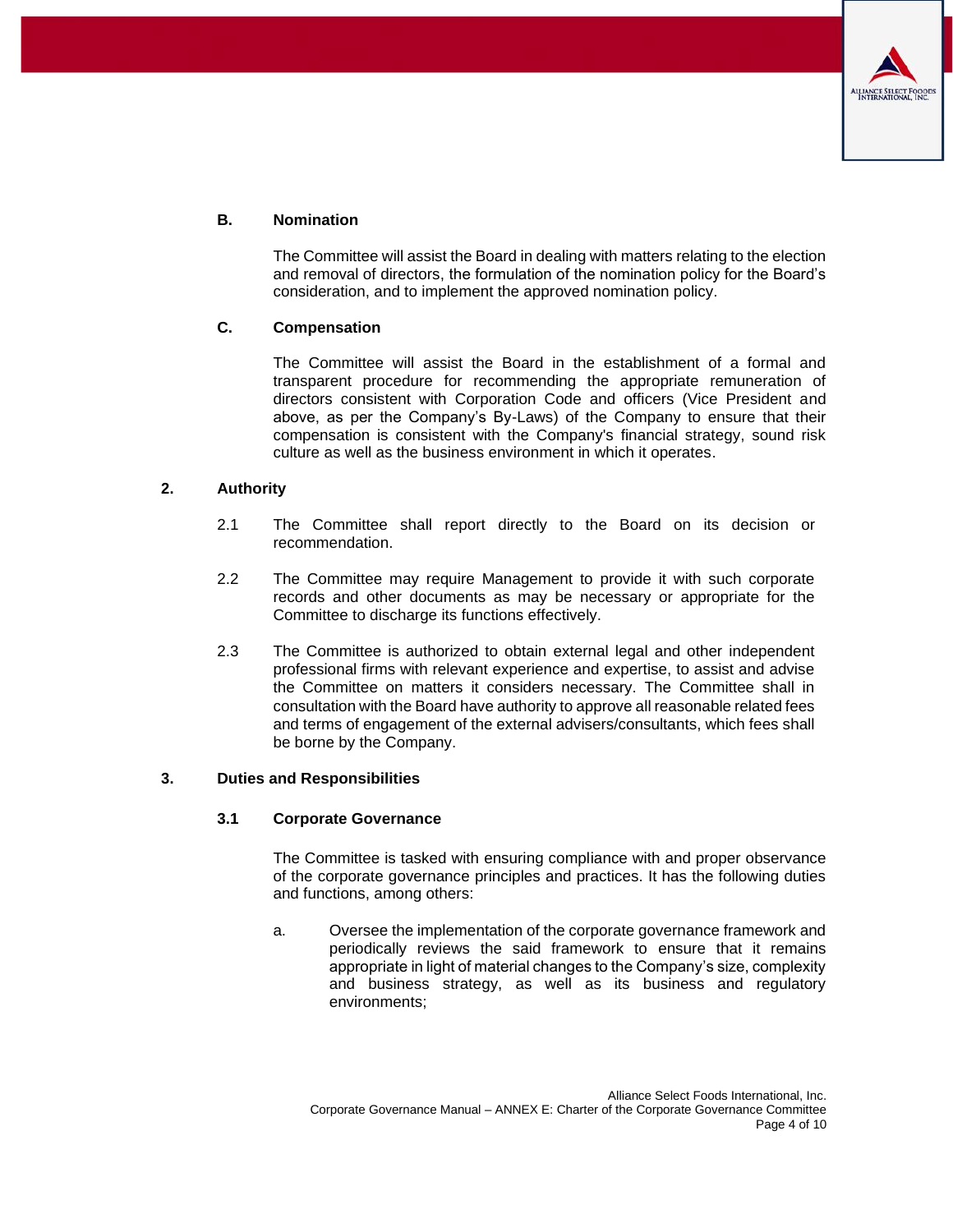**B. Nomination**

The Committee will assist the Board in dealing with matters relating to the election and removal of directors, the formulation of the nomination policy for the Board's consideration, and to implement the approved nomination policy.

**C. Compensation**

The Committee will assist the Board in the establishment of a formal and transparent procedure for recommending the appropriate remuneration of directors consistent with Corporation Code and officers (Vice President and above, as per the Company's By-Laws) of the Company to ensure that their compensation is consistent with the Company's financial strategy, sound risk culture as well as the business environment in which it operates.

**2. Authority**

2.1 The Committee shall report directly to the Board on its decision or recommendation.

2.2 The Committee may require Management to provide it with such corporate records and other documents as may be necessary or appropriate for the Committee to discharge its functions effectively.

2.3 The Committee is authorized to obtain external legal and other independent professional firms with relevant experience and expertise, to assist and advise the Committee on matters it considers necessary. The Committee shall in consultation with the Board have authority to approve all reasonable related fees and terms of engagement of the external advisers/consultants, which fees shall be borne by the Company.

**3. Duties and Responsibilities**

**3.1 Corporate Governance**

The Committee is tasked with ensuring compliance with and proper observance of the corporate governance principles and practices. It has the following duties and functions, among others:

a. Oversee the implementation of the corporate governance framework and periodically reviews the said framework to ensure that it remains appropriate in light of material changes to the Company's size, complexity and business strategy, as well as its business and regulatory environments;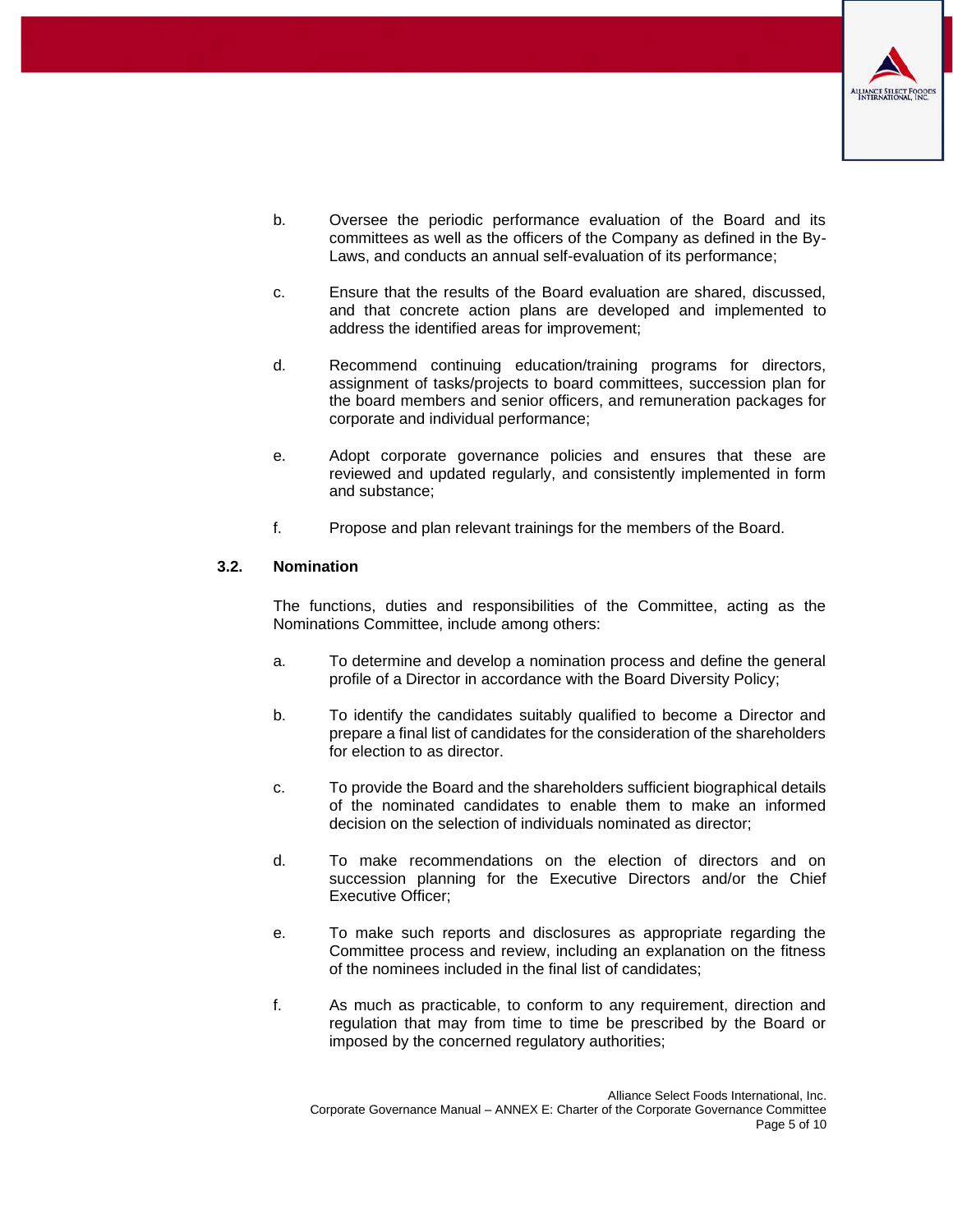b. Oversee the periodic performance evaluation of the Board and its committees as well as the officers of the Company as defined in the By-Laws, and conducts an annual self-evaluation of its performance;

c. Ensure that the results of the Board evaluation are shared, discussed, and that concrete action plans are developed and implemented to address the identified areas for improvement;

d. Recommend continuing education/training programs for directors, assignment of tasks/projects to board committees, succession plan for the board members and senior officers, and remuneration packages for corporate and individual performance;

e. Adopt corporate governance policies and ensures that these are reviewed and updated regularly, and consistently implemented in form and substance;

f. Propose and plan relevant trainings for the members of the Board.

### 3.2. Nomination

The functions, duties and responsibilities of the Committee, acting as the Nominations Committee, include among others:

a. To determine and develop a nomination process and define the general profile of a Director in accordance with the Board Diversity Policy;

b. To identify the candidates suitably qualified to become a Director and prepare a final list of candidates for the consideration of the shareholders for election to as director.

c. To provide the Board and the shareholders sufficient biographical details of the nominated candidates to enable them to make an informed decision on the selection of individuals nominated as director;

d. To make recommendations on the election of directors and on succession planning for the Executive Directors and/or the Chief Executive Officer;

e. To make such reports and disclosures as appropriate regarding the Committee process and review, including an explanation on the fitness of the nominees included in the final list of candidates;

f. As much as practicable, to conform to any requirement, direction and regulation that may from time to time be prescribed by the Board or imposed by the concerned regulatory authorities;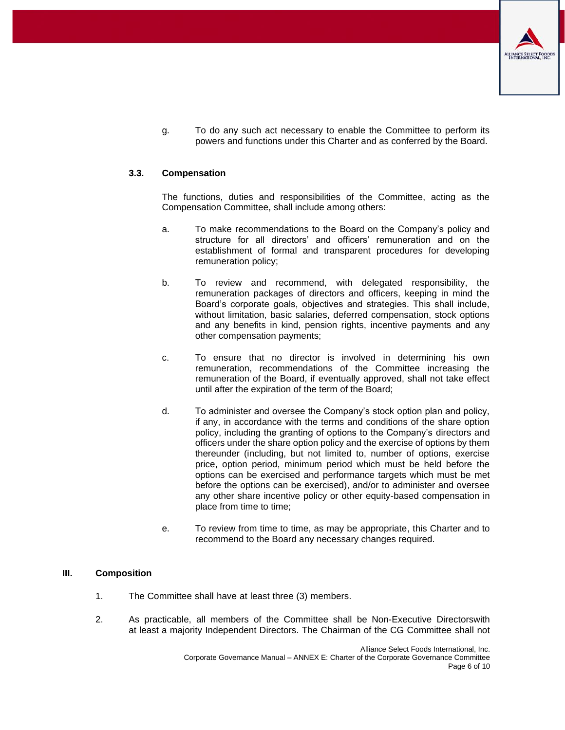g. To do any such act necessary to enable the Committee to perform its powers and functions under this Charter and as conferred by the Board.

### 3.3. Compensation

The functions, duties and responsibilities of the Committee, acting as the Compensation Committee, shall include among others:

a. To make recommendations to the Board on the Company's policy and structure for all directors' and officers' remuneration and on the establishment of formal and transparent procedures for developing remuneration policy;

b. To review and recommend, with delegated responsibility, the remuneration packages of directors and officers, keeping in mind the Board's corporate goals, objectives and strategies. This shall include, without limitation, basic salaries, deferred compensation, stock options and any benefits in kind, pension rights, incentive payments and any other compensation payments;

c. To ensure that no director is involved in determining his own remuneration, recommendations of the Committee increasing the remuneration of the Board, if eventually approved, shall not take effect until after the expiration of the term of the Board;

d. To administer and oversee the Company's stock option plan and policy, if any, in accordance with the terms and conditions of the share option policy, including the granting of options to the Company's directors and officers under the share option policy and the exercise of options by them thereunder (including, but not limited to, number of options, exercise price, option period, minimum period which must be held before the options can be exercised and performance targets which must be met before the options can be exercised), and/or to administer and oversee any other share incentive policy or other equity-based compensation in place from time to time;

e. To review from time to time, as may be appropriate, this Charter and to recommend to the Board any necessary changes required.

## III. Composition

1. The Committee shall have at least three (3) members.

2. As practicable, all members of the Committee shall be Non-Executive Directorswith at least a majority Independent Directors. The Chairman of the CG Committee shall not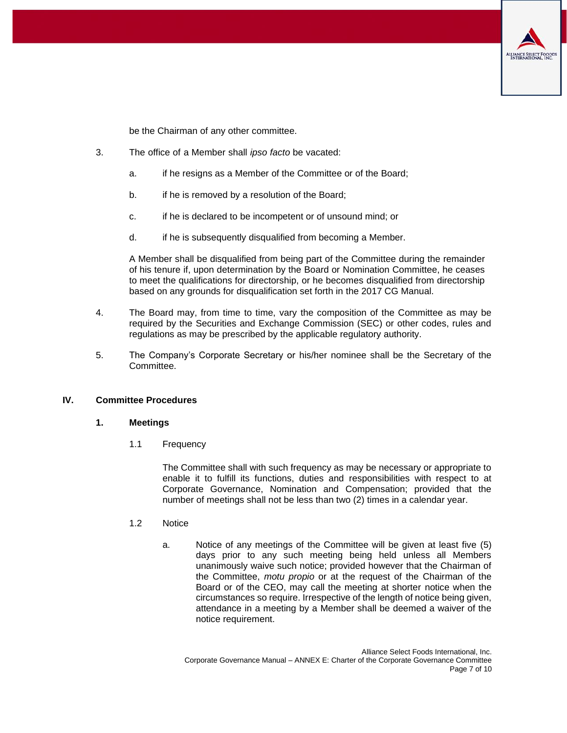be the Chairman of any other committee.

3. The office of a Member shall *ipso facto* be vacated:

   a. if he resigns as a Member of the Committee or of the Board;

   b. if he is removed by a resolution of the Board;

   c. if he is declared to be incompetent or of unsound mind; or

   d. if he is subsequently disqualified from becoming a Member.

   A Member shall be disqualified from being part of the Committee during the remainder of his tenure if, upon determination by the Board or Nomination Committee, he ceases to meet the qualifications for directorship, or he becomes disqualified from directorship based on any grounds for disqualification set forth in the 2017 CG Manual.

4. The Board may, from time to time, vary the composition of the Committee as may be required by the Securities and Exchange Commission (SEC) or other codes, rules and regulations as may be prescribed by the applicable regulatory authority.

5. The Company's Corporate Secretary or his/her nominee shall be the Secretary of the Committee.

## IV. Committee Procedures

### 1. Meetings

1.1 Frequency

The Committee shall with such frequency as may be necessary or appropriate to enable it to fulfill its functions, duties and responsibilities with respect to at Corporate Governance, Nomination and Compensation; provided that the number of meetings shall not be less than two (2) times in a calendar year.

1.2 Notice

a. Notice of any meetings of the Committee will be given at least five (5) days prior to any such meeting being held unless all Members unanimously waive such notice; provided however that the Chairman of the Committee, *motu propio* or at the request of the Chairman of the Board or of the CEO, may call the meeting at shorter notice when the circumstances so require. Irrespective of the length of notice being given, attendance in a meeting by a Member shall be deemed a waiver of the notice requirement.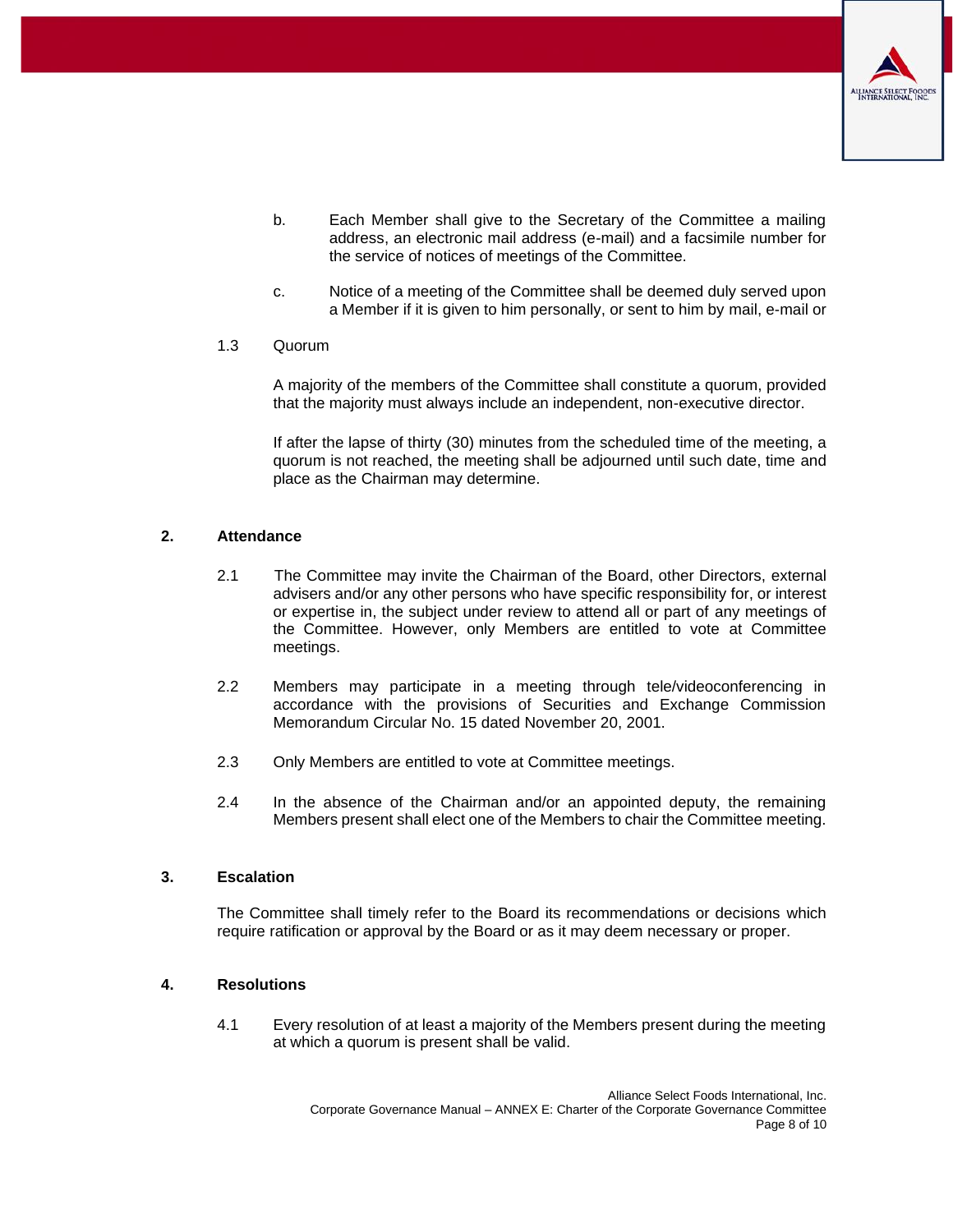b. Each Member shall give to the Secretary of the Committee a mailing address, an electronic mail address (e-mail) and a facsimile number for the service of notices of meetings of the Committee.

c. Notice of a meeting of the Committee shall be deemed duly served upon a Member if it is given to him personally, or sent to him by mail, e-mail or

1.3 Quorum

A majority of the members of the Committee shall constitute a quorum, provided that the majority must always include an independent, non-executive director.

If after the lapse of thirty (30) minutes from the scheduled time of the meeting, a quorum is not reached, the meeting shall be adjourned until such date, time and place as the Chairman may determine.

## 2. Attendance

2.1 The Committee may invite the Chairman of the Board, other Directors, external advisers and/or any other persons who have specific responsibility for, or interest or expertise in, the subject under review to attend all or part of any meetings of the Committee. However, only Members are entitled to vote at Committee meetings.

2.2 Members may participate in a meeting through tele/videoconferencing in accordance with the provisions of Securities and Exchange Commission Memorandum Circular No. 15 dated November 20, 2001.

2.3 Only Members are entitled to vote at Committee meetings.

2.4 In the absence of the Chairman and/or an appointed deputy, the remaining Members present shall elect one of the Members to chair the Committee meeting.

## 3. Escalation

The Committee shall timely refer to the Board its recommendations or decisions which require ratification or approval by the Board or as it may deem necessary or proper.

## 4. Resolutions

4.1 Every resolution of at least a majority of the Members present during the meeting at which a quorum is present shall be valid.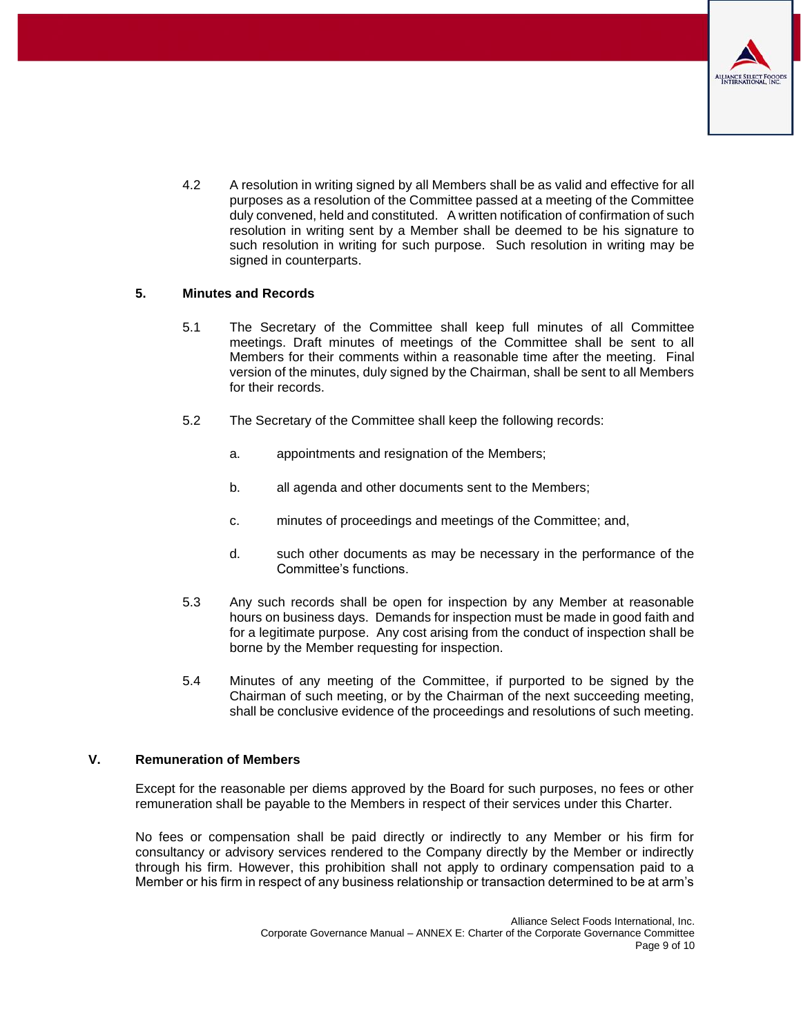4.2 A resolution in writing signed by all Members shall be as valid and effective for all purposes as a resolution of the Committee passed at a meeting of the Committee duly convened, held and constituted. A written notification of confirmation of such resolution in writing sent by a Member shall be deemed to be his signature to such resolution in writing for such purpose. Such resolution in writing may be signed in counterparts.

### 5. Minutes and Records

5.1 The Secretary of the Committee shall keep full minutes of all Committee meetings. Draft minutes of meetings of the Committee shall be sent to all Members for their comments within a reasonable time after the meeting. Final version of the minutes, duly signed by the Chairman, shall be sent to all Members for their records.

5.2 The Secretary of the Committee shall keep the following records:

a. appointments and resignation of the Members;

b. all agenda and other documents sent to the Members;

c. minutes of proceedings and meetings of the Committee; and,

d. such other documents as may be necessary in the performance of the Committee's functions.

5.3 Any such records shall be open for inspection by any Member at reasonable hours on business days. Demands for inspection must be made in good faith and for a legitimate purpose. Any cost arising from the conduct of inspection shall be borne by the Member requesting for inspection.

5.4 Minutes of any meeting of the Committee, if purported to be signed by the Chairman of such meeting, or by the Chairman of the next succeeding meeting, shall be conclusive evidence of the proceedings and resolutions of such meeting.

## V. Remuneration of Members

Except for the reasonable per diems approved by the Board for such purposes, no fees or other remuneration shall be payable to the Members in respect of their services under this Charter.

No fees or compensation shall be paid directly or indirectly to any Member or his firm for consultancy or advisory services rendered to the Company directly by the Member or indirectly through his firm. However, this prohibition shall not apply to ordinary compensation paid to a Member or his firm in respect of any business relationship or transaction determined to be at arm's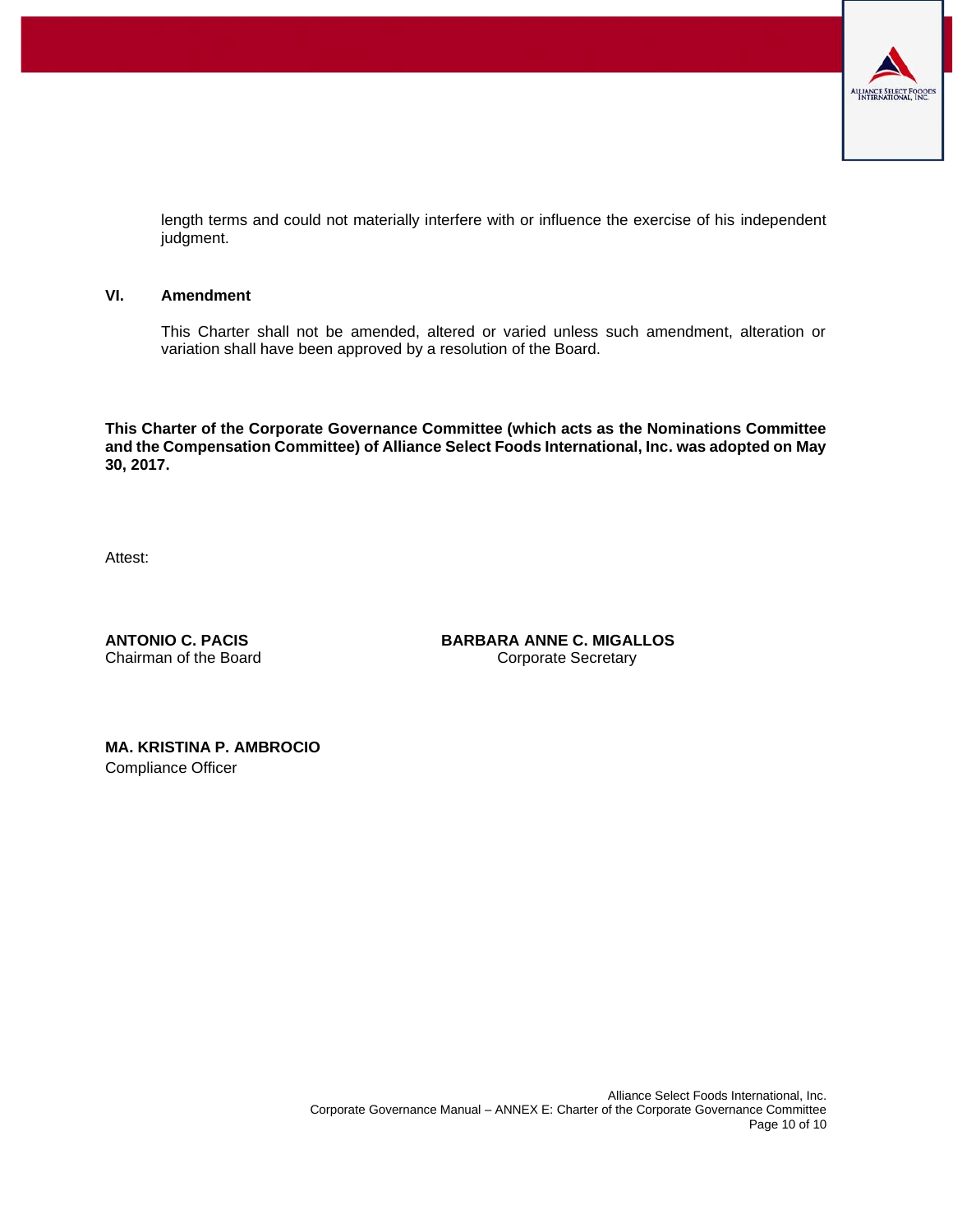length terms and could not materially interfere with or influence the exercise of his independent judgment.

## VI. Amendment

This Charter shall not be amended, altered or varied unless such amendment, alteration or variation shall have been approved by a resolution of the Board.

**This Charter of the Corporate Governance Committee (which acts as the Nominations Committee and the Compensation Committee) of Alliance Select Foods International, Inc. was adopted on May 30, 2017.**

Attest:

**ANTONIO C. PACIS**
Chairman of the Board

**BARBARA ANNE C. MIGALLOS**
Corporate Secretary

**MA. KRISTINA P. AMBROCIO**
Compliance Officer